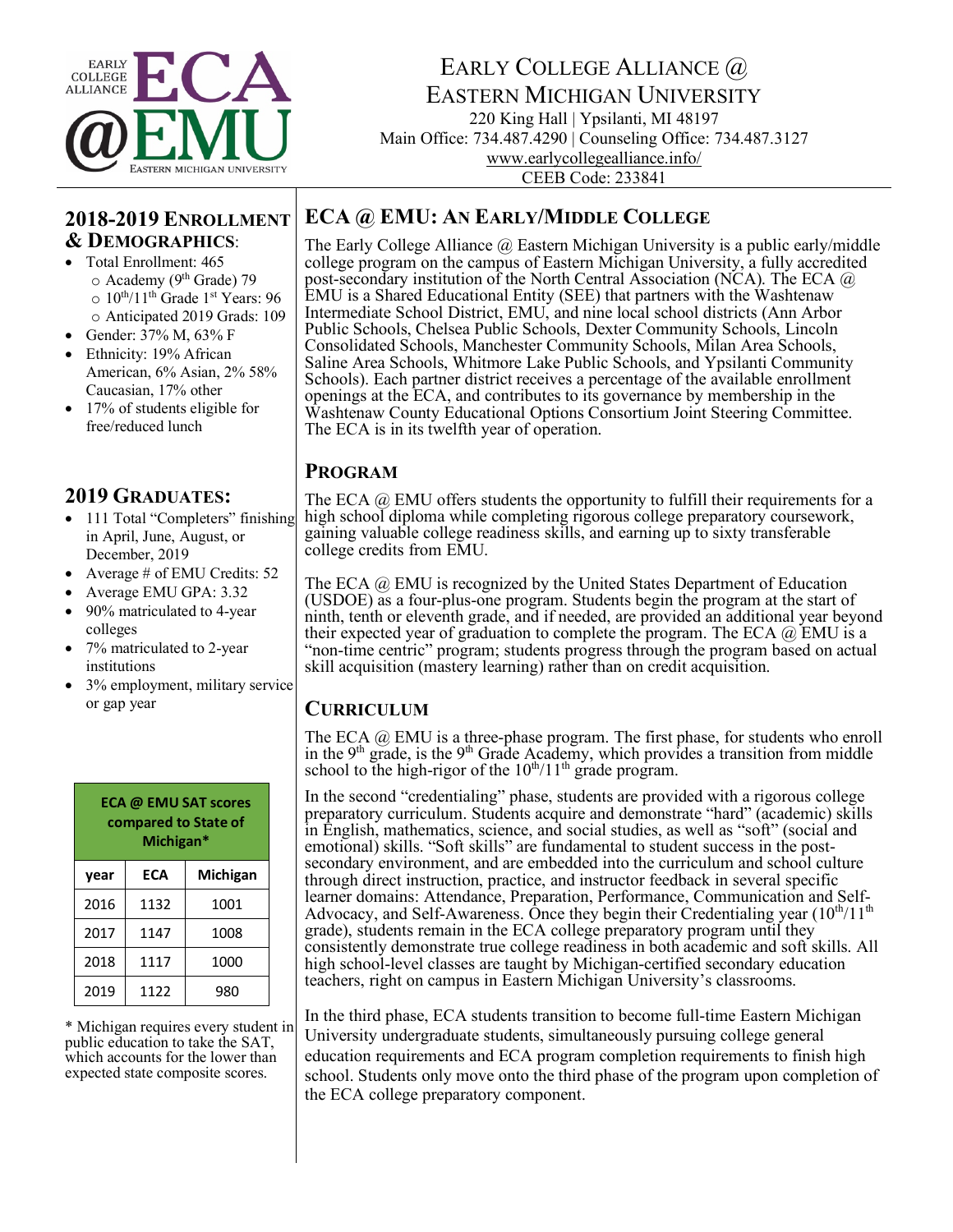# Early College Alliance @ Eastern Michigan University

220 King Hall | Ypsilanti, MI 48197
Main Office: 734.487.4290 | Counseling Office: 734.487.3127
www.earlycollegealliance.info/
CEEB Code: 233841

## 2018-2019 Enrollment & Demographics:

- Total Enrollment: 465
  - Academy (9th Grade) 79
  - 10th/11th Grade 1st Years: 96
  - Anticipated 2019 Grads: 109
- Gender: 37% M, 63% F
- Ethnicity: 19% African American, 6% Asian, 2% 58% Caucasian, 17% other
- 17% of students eligible for free/reduced lunch

## 2019 Graduates:

- 111 Total "Completers" finishing in April, June, August, or December, 2019
- Average # of EMU Credits: 52
- Average EMU GPA: 3.32
- 90% matriculated to 4-year colleges
- 7% matriculated to 2-year institutions
- 3% employment, military service or gap year

**ECA @ EMU SAT scores compared to State of Michigan***

| year | ECA | Michigan |
|---|---|---|
| 2016 | 1132 | 1001 |
| 2017 | 1147 | 1008 |
| 2018 | 1117 | 1000 |
| 2019 | 1122 | 980 |

* Michigan requires every student in public education to take the SAT, which accounts for the lower than expected state composite scores.

## ECA @ EMU: An Early/Middle College

The Early College Alliance @ Eastern Michigan University is a public early/middle college program on the campus of Eastern Michigan University, a fully accredited post-secondary institution of the North Central Association (NCA). The ECA @ EMU is a Shared Educational Entity (SEE) that partners with the Washtenaw Intermediate School District, EMU, and nine local school districts (Ann Arbor Public Schools, Chelsea Public Schools, Dexter Community Schools, Lincoln Consolidated Schools, Manchester Community Schools, Milan Area Schools, Saline Area Schools, Whitmore Lake Public Schools, and Ypsilanti Community Schools). Each partner district receives a percentage of the available enrollment openings at the ECA, and contributes to its governance by membership in the Washtenaw County Educational Options Consortium Joint Steering Committee. The ECA is in its twelfth year of operation.

## Program

The ECA @ EMU offers students the opportunity to fulfill their requirements for a high school diploma while completing rigorous college preparatory coursework, gaining valuable college readiness skills, and earning up to sixty transferable college credits from EMU.

The ECA @ EMU is recognized by the United States Department of Education (USDOE) as a four-plus-one program. Students begin the program at the start of ninth, tenth or eleventh grade, and if needed, are provided an additional year beyond their expected year of graduation to complete the program. The ECA @ EMU is a "non-time centric" program; students progress through the program based on actual skill acquisition (mastery learning) rather than on credit acquisition.

## Curriculum

The ECA @ EMU is a three-phase program. The first phase, for students who enroll in the 9th grade, is the 9th Grade Academy, which provides a transition from middle school to the high-rigor of the 10th/11th grade program.

In the second "credentialing" phase, students are provided with a rigorous college preparatory curriculum. Students acquire and demonstrate "hard" (academic) skills in English, mathematics, science, and social studies, as well as "soft" (social and emotional) skills. "Soft skills" are fundamental to student success in the post-secondary environment, and are embedded into the curriculum and school culture through direct instruction, practice, and instructor feedback in several specific learner domains: Attendance, Preparation, Performance, Communication and Self-Advocacy, and Self-Awareness. Once they begin their Credentialing year (10th/11th grade), students remain in the ECA college preparatory program until they consistently demonstrate true college readiness in both academic and soft skills. All high school-level classes are taught by Michigan-certified secondary education teachers, right on campus in Eastern Michigan University's classrooms.

In the third phase, ECA students transition to become full-time Eastern Michigan University undergraduate students, simultaneously pursuing college general education requirements and ECA program completion requirements to finish high school. Students only move onto the third phase of the program upon completion of the ECA college preparatory component.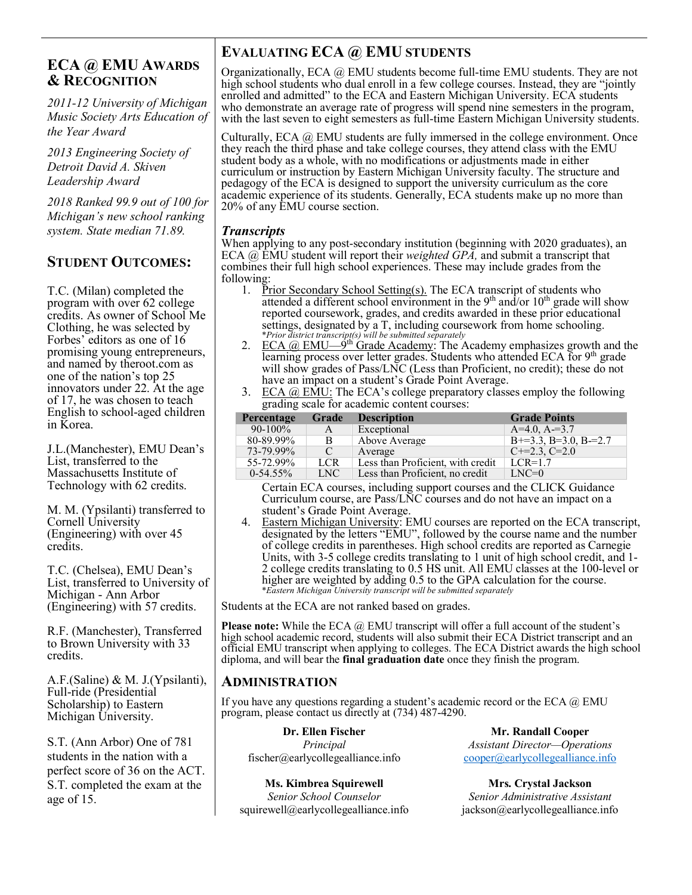## ECA @ EMU Awards & Recognition

*2011-12 University of Michigan Music Society Arts Education of the Year Award*

*2013 Engineering Society of Detroit David A. Skiven Leadership Award*

*2018 Ranked 99.9 out of 100 for Michigan's new school ranking system. State median 71.89.*

## Student Outcomes:

T.C. (Milan) completed the program with over 62 college credits. As owner of School Me Clothing, he was selected by Forbes' editors as one of 16 promising young entrepreneurs, and named by theroot.com as one of the nation's top 25 innovators under 22. At the age of 17, he was chosen to teach English to school-aged children in Korea.

J.L.(Manchester), EMU Dean's List, transferred to the Massachusetts Institute of Technology with 62 credits.

M. M. (Ypsilanti) transferred to Cornell University (Engineering) with over 45 credits.

T.C. (Chelsea), EMU Dean's List, transferred to University of Michigan - Ann Arbor (Engineering) with 57 credits.

R.F. (Manchester), Transferred to Brown University with 33 credits.

A.F.(Saline) & M. J.(Ypsilanti), Full-ride (Presidential Scholarship) to Eastern Michigan University.

S.T. (Ann Arbor) One of 781 students in the nation with a perfect score of 36 on the ACT. S.T. completed the exam at the age of 15.

## Evaluating ECA @ EMU Students

Organizationally, ECA @ EMU students become full-time EMU students. They are not high school students who dual enroll in a few college courses. Instead, they are "jointly enrolled and admitted" to the ECA and Eastern Michigan University. ECA students who demonstrate an average rate of progress will spend nine semesters in the program, with the last seven to eight semesters as full-time Eastern Michigan University students.

Culturally, ECA @ EMU students are fully immersed in the college environment. Once they reach the third phase and take college courses, they attend class with the EMU student body as a whole, with no modifications or adjustments made in either curriculum or instruction by Eastern Michigan University faculty. The structure and pedagogy of the ECA is designed to support the university curriculum as the core academic experience of its students. Generally, ECA students make up no more than 20% of any EMU course section.

### *Transcripts*

When applying to any post-secondary institution (beginning with 2020 graduates), an ECA @ EMU student will report their *weighted GPA,* and submit a transcript that combines their full high school experiences. These may include grades from the following:

1. Prior Secondary School Setting(s). The ECA transcript of students who attended a different school environment in the 9th and/or 10th grade will show reported coursework, grades, and credits awarded in these prior educational settings, designated by a T, including coursework from home schooling.
   *\*Prior district transcript(s) will be submitted separately*
2. ECA @ EMU—9th Grade Academy: The Academy emphasizes growth and the learning process over letter grades. Students who attended ECA for 9th grade will show grades of Pass/LNC (Less than Proficient, no credit); these do not have an impact on a student's Grade Point Average.
3. ECA @ EMU: The ECA's college preparatory classes employ the following grading scale for academic content courses:

| Percentage | Grade | Description | Grade Points |
|---|---|---|---|
| 90-100% | A | Exceptional | A=4.0, A-=3.7 |
| 80-89.99% | B | Above Average | B+=3.3, B=3.0, B-=2.7 |
| 73-79.99% | C | Average | C+=2.3, C=2.0 |
| 55-72.99% | LCR | Less than Proficient, with credit | LCR=1.7 |
| 0-54.55% | LNC | Less than Proficient, no credit | LNC=0 |

   Certain ECA courses, including support courses and the CLICK Guidance Curriculum course, are Pass/LNC courses and do not have an impact on a student's Grade Point Average.
4. Eastern Michigan University: EMU courses are reported on the ECA transcript, designated by the letters "EMU", followed by the course name and the number of college credits in parentheses. High school credits are reported as Carnegie Units, with 3-5 college credits translating to 1 unit of high school credit, and 1-2 college credits translating to 0.5 HS unit. All EMU classes at the 100-level or higher are weighted by adding 0.5 to the GPA calculation for the course.
   *\*Eastern Michigan University transcript will be submitted separately*

Students at the ECA are not ranked based on grades.

**Please note:** While the ECA @ EMU transcript will offer a full account of the student's high school academic record, students will also submit their ECA District transcript and an official EMU transcript when applying to colleges. The ECA District awards the high school diploma, and will bear the **final graduation date** once they finish the program.

## Administration

If you have any questions regarding a student's academic record or the ECA @ EMU program, please contact us directly at (734) 487-4290.

**Dr. Ellen Fischer**
*Principal*
fischer@earlycollegealliance.info

**Mr. Randall Cooper**
*Assistant Director—Operations*
cooper@earlycollegealliance.info

**Ms. Kimbrea Squirewell**
*Senior School Counselor*
squirewell@earlycollegealliance.info

**Mrs. Crystal Jackson**
*Senior Administrative Assistant*
jackson@earlycollegealliance.info